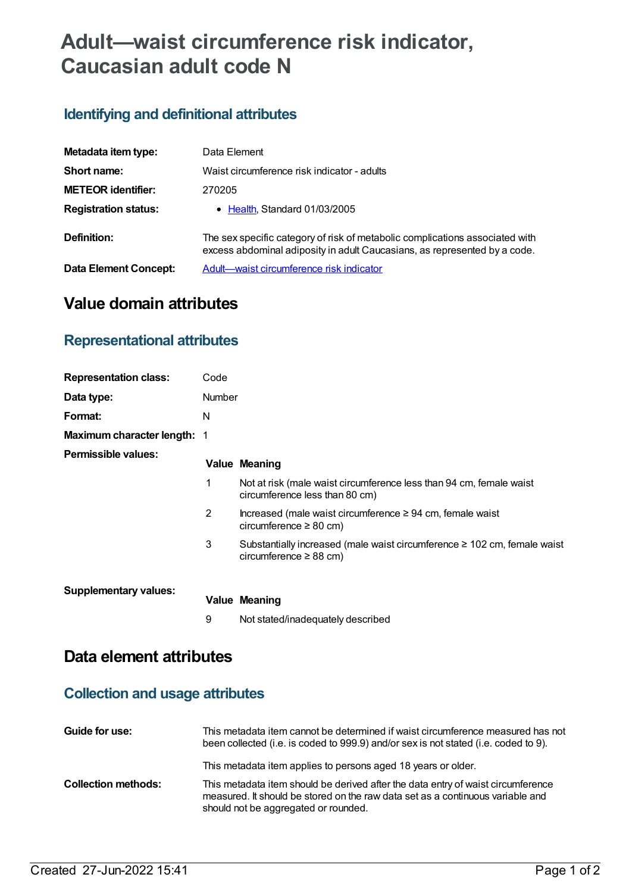# Adult—waist circumference risk indicator, Caucasian adult code N

## Identifying and definitional attributes

| | |
|---|---|
| **Metadata item type:** | Data Element |
| **Short name:** | Waist circumference risk indicator - adults |
| **METEOR identifier:** | 270205 |
| **Registration status:** | • Health, Standard 01/03/2005 |
| **Definition:** | The sex specific category of risk of metabolic complications associated with excess abdominal adiposity in adult Caucasians, as represented by a code. |
| **Data Element Concept:** | Adult—waist circumference risk indicator |

# Value domain attributes

## Representational attributes

| | |
|---|---|
| **Representation class:** | Code |
| **Data type:** | Number |
| **Format:** | N |
| **Maximum character length:** | 1 |

**Permissible values:**

| Value | Meaning |
|---|---|
| 1 | Not at risk (male waist circumference less than 94 cm, female waist circumference less than 80 cm) |
| 2 | Increased (male waist circumference ≥ 94 cm, female waist circumference ≥ 80 cm) |
| 3 | Substantially increased (male waist circumference ≥ 102 cm, female waist circumference ≥ 88 cm) |

**Supplementary values:**

| Value | Meaning |
|---|---|
| 9 | Not stated/inadequately described |

# Data element attributes

## Collection and usage attributes

**Guide for use:**

This metadata item cannot be determined if waist circumference measured has not been collected (i.e. is coded to 999.9) and/or sex is not stated (i.e. coded to 9).

This metadata item applies to persons aged 18 years or older.

**Collection methods:**

This metadata item should be derived after the data entry of waist circumference measured. It should be stored on the raw data set as a continuous variable and should not be aggregated or rounded.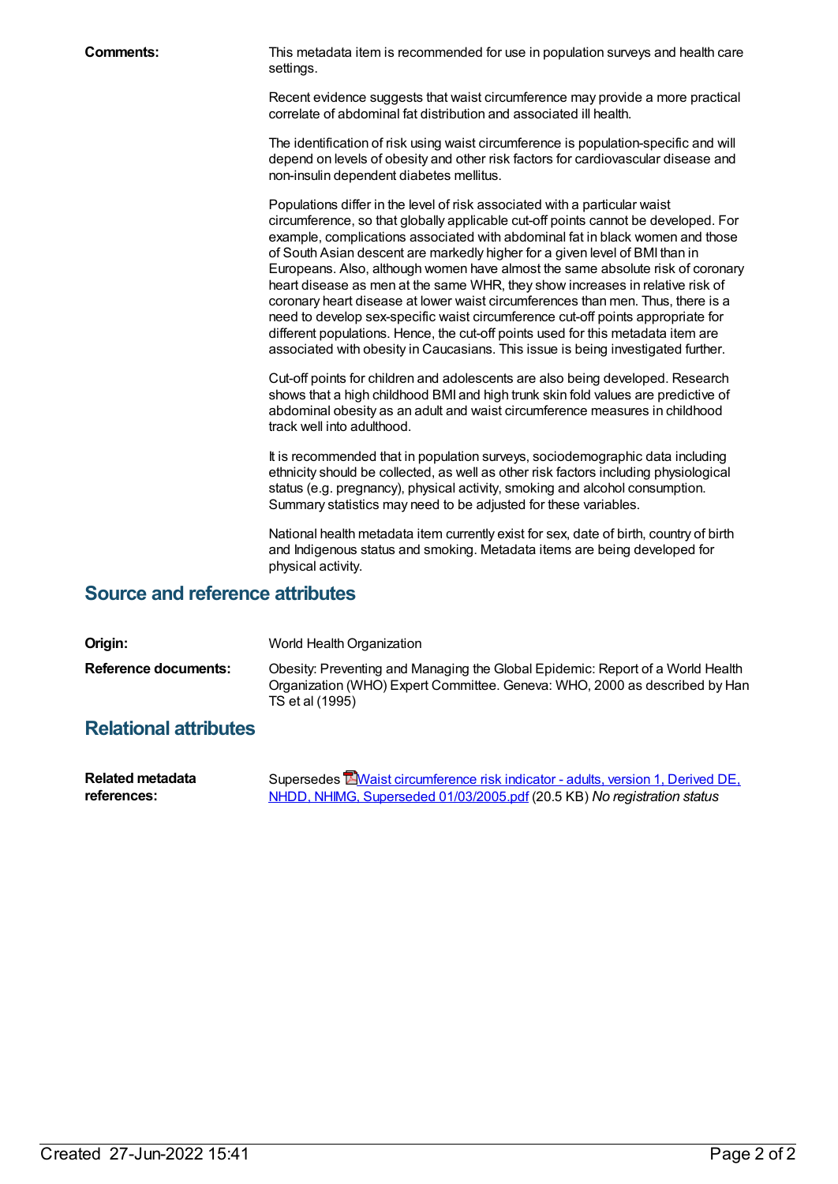**Comments:**

This metadata item is recommended for use in population surveys and health care settings.

Recent evidence suggests that waist circumference may provide a more practical correlate of abdominal fat distribution and associated ill health.

The identification of risk using waist circumference is population-specific and will depend on levels of obesity and other risk factors for cardiovascular disease and non-insulin dependent diabetes mellitus.

Populations differ in the level of risk associated with a particular waist circumference, so that globally applicable cut-off points cannot be developed. For example, complications associated with abdominal fat in black women and those of South Asian descent are markedly higher for a given level of BMI than in Europeans. Also, although women have almost the same absolute risk of coronary heart disease as men at the same WHR, they show increases in relative risk of coronary heart disease at lower waist circumferences than men. Thus, there is a need to develop sex-specific waist circumference cut-off points appropriate for different populations. Hence, the cut-off points used for this metadata item are associated with obesity in Caucasians. This issue is being investigated further.

Cut-off points for children and adolescents are also being developed. Research shows that a high childhood BMI and high trunk skin fold values are predictive of abdominal obesity as an adult and waist circumference measures in childhood track well into adulthood.

It is recommended that in population surveys, sociodemographic data including ethnicity should be collected, as well as other risk factors including physiological status (e.g. pregnancy), physical activity, smoking and alcohol consumption. Summary statistics may need to be adjusted for these variables.

National health metadata item currently exist for sex, date of birth, country of birth and Indigenous status and smoking. Metadata items are being developed for physical activity.

## Source and reference attributes

**Origin:** World Health Organization

**Reference documents:** Obesity: Preventing and Managing the Global Epidemic: Report of a World Health Organization (WHO) Expert Committee. Geneva: WHO, 2000 as described by Han TS et al (1995)

## Relational attributes

**Related metadata references:** Supersedes Waist circumference risk indicator - adults, version 1, Derived DE, NHDD, NHIMG, Superseded 01/03/2005.pdf (20.5 KB) *No registration status*